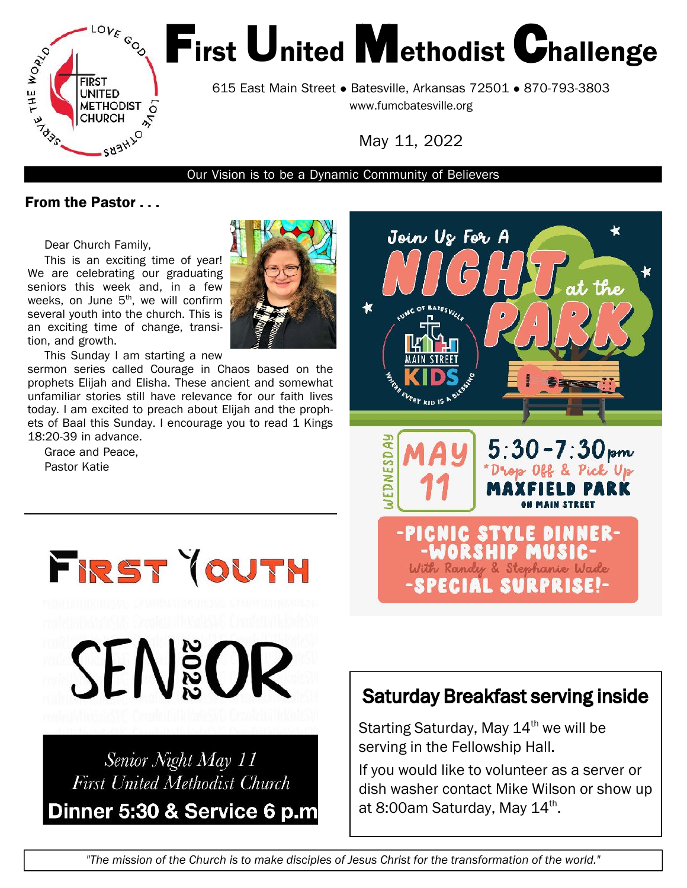# First United Methodist Challenge

615 East Main Street • Batesville, Arkansas 72501 • 870-793-3803
www.fumcbatesville.org

May 11, 2022

Our Vision is to be a Dynamic Community of Believers

## From the Pastor . . .

Dear Church Family,

This is an exciting time of year! We are celebrating our graduating seniors this week and, in a few weeks, on June 5th, we will confirm several youth into the church. This is an exciting time of change, transition, and growth.

This Sunday I am starting a new sermon series called Courage in Chaos based on the prophets Elijah and Elisha. These ancient and somewhat unfamiliar stories still have relevance for our faith lives today. I am excited to preach about Elijah and the prophets of Baal this Sunday. I encourage you to read 1 Kings 18:20-39 in advance.

Grace and Peace,
Pastor Katie

## Join Us For A Night at the Park

FUMC of Batesville Main Street Kids — Where every kid is a blessing

**Wednesday May 11**
5:30-7:30pm
*Drop Off & Pick Up
**Maxfield Park** on Main Street

-Picnic Style Dinner-
-Worship Music-
With Randy & Stephanie Wade
-Special Surprise!-

## First Youth

**SENIOR 2022**

*Senior Night May 11*
*First United Methodist Church*
**Dinner 5:30 & Service 6 p.m**

## Saturday Breakfast serving inside

Starting Saturday, May 14th we will be serving in the Fellowship Hall.

If you would like to volunteer as a server or dish washer contact Mike Wilson or show up at 8:00am Saturday, May 14th.

*"The mission of the Church is to make disciples of Jesus Christ for the transformation of the world."*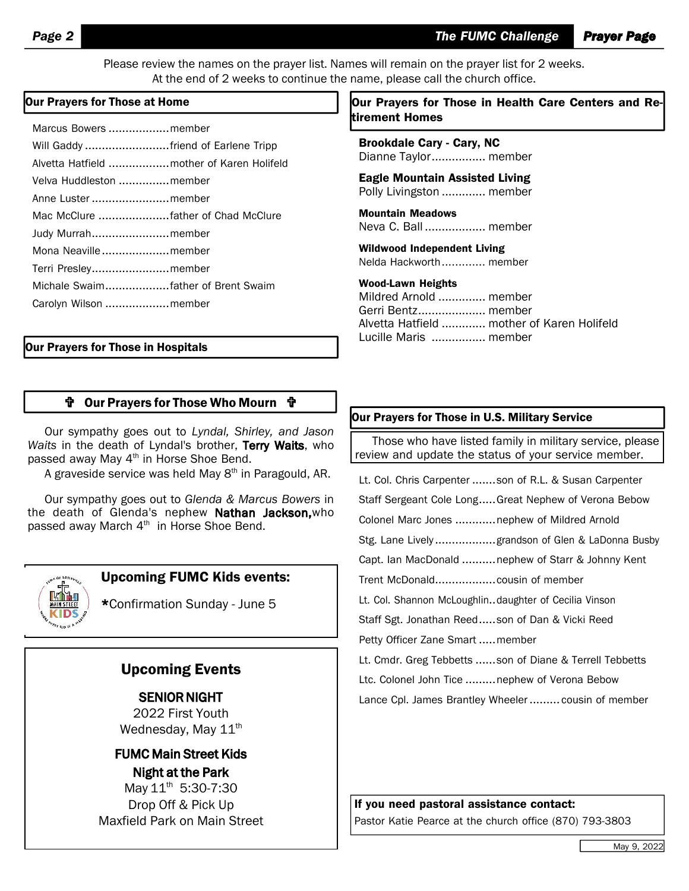Please review the names on the prayer list. Names will remain on the prayer list for 2 weeks. At the end of 2 weeks to continue the name, please call the church office.

## Our Prayers for Those at Home

- Marcus Bowers .................. member
- Will Gaddy ......................... friend of Earlene Tripp
- Alvetta Hatfield .................. mother of Karen Holifeld
- Velva Huddleston ............... member
- Anne Luster ....................... member
- Mac McClure ..................... father of Chad McClure
- Judy Murrah ....................... member
- Mona Neaville .................... member
- Terri Presley ....................... member
- Michale Swaim ................... father of Brent Swaim
- Carolyn Wilson ................... member

## Our Prayers for Those in Hospitals

## ✟ Our Prayers for Those Who Mourn ✟

Our sympathy goes out to *Lyndal, Shirley, and Jason Waits* in the death of Lyndal's brother, **Terry Waits**, who passed away May 4th in Horse Shoe Bend.

A graveside service was held May 8th in Paragould, AR.

Our sympathy goes out to *Glenda & Marcus Bowers* in the death of Glenda's nephew **Nathan Jackson,** who passed away March 4th in Horse Shoe Bend.

## Upcoming FUMC Kids events:

*Confirmation Sunday - June 5

## Upcoming Events

**SENIOR NIGHT**
2022 First Youth
Wednesday, May 11th

**FUMC Main Street Kids Night at the Park**
May 11th 5:30-7:30
Drop Off & Pick Up
Maxfield Park on Main Street

## Our Prayers for Those in Health Care Centers and Retirement Homes

**Brookdale Cary - Cary, NC**
Dianne Taylor................ member

**Eagle Mountain Assisted Living**
Polly Livingston ............. member

**Mountain Meadows**
Neva C. Ball .................. member

**Wildwood Independent Living**
Nelda Hackworth............. member

**Wood-Lawn Heights**
Mildred Arnold .............. member
Gerri Bentz.................... member
Alvetta Hatfield ............. mother of Karen Holifeld
Lucille Maris ................ member

## Our Prayers for Those in U.S. Military Service

Those who have listed family in military service, please review and update the status of your service member.

- Lt. Col. Chris Carpenter ....... son of R.L. & Susan Carpenter
- Staff Sergeant Cole Long ..... Great Nephew of Verona Bebow
- Colonel Marc Jones ............ nephew of Mildred Arnold
- Stg. Lane Lively .................. grandson of Glen & LaDonna Busby
- Capt. Ian MacDonald .......... nephew of Starr & Johnny Kent
- Trent McDonald.................. cousin of member
- Lt. Col. Shannon McLoughlin.. daughter of Cecilia Vinson
- Staff Sgt. Jonathan Reed ..... son of Dan & Vicki Reed
- Petty Officer Zane Smart ..... member
- Lt. Cmdr. Greg Tebbetts ...... son of Diane & Terrell Tebbetts
- Ltc. Colonel John Tice ......... nephew of Verona Bebow
- Lance Cpl. James Brantley Wheeler ......... cousin of member

**If you need pastoral assistance contact:**
Pastor Katie Pearce at the church office (870) 793-3803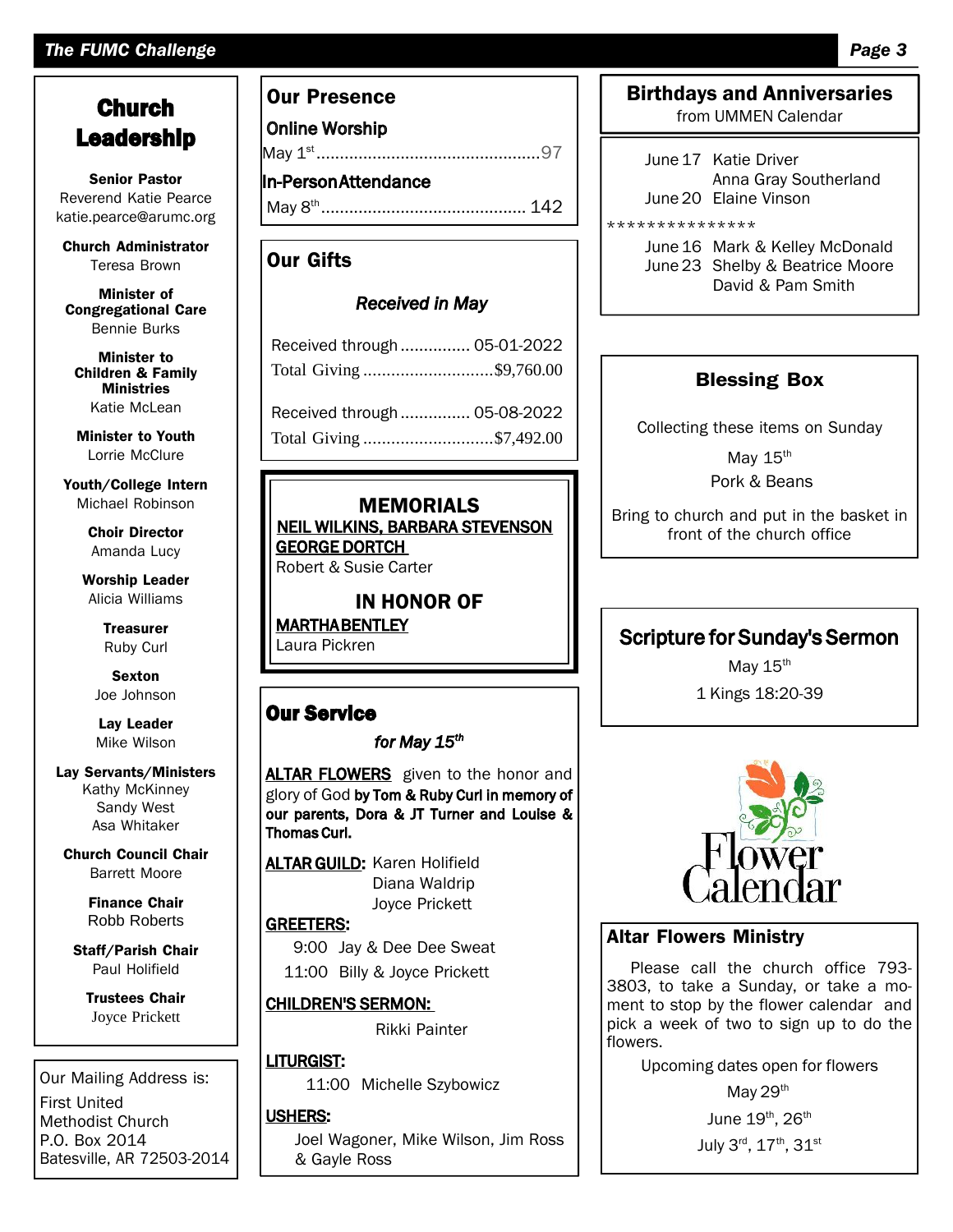## Church Leadership

**Senior Pastor**
Reverend Katie Pearce
katie.pearce@arumc.org

**Church Administrator**
Teresa Brown

**Minister of Congregational Care**
Bennie Burks

**Minister to Children & Family Ministries**
Katie McLean

**Minister to Youth**
Lorrie McClure

**Youth/College Intern**
Michael Robinson

**Choir Director**
Amanda Lucy

**Worship Leader**
Alicia Williams

**Treasurer**
Ruby Curl

**Sexton**
Joe Johnson

**Lay Leader**
Mike Wilson

**Lay Servants/Ministers**
Kathy McKinney
Sandy West
Asa Whitaker

**Church Council Chair**
Barrett Moore

**Finance Chair**
Robb Roberts

**Staff/Parish Chair**
Paul Holifield

**Trustees Chair**
Joyce Prickett

Our Mailing Address is:

First United Methodist Church
P.O. Box 2014
Batesville, AR 72503-2014

## Our Presence

**Online Worship**

May 1st ........................................ 97

**In-Person Attendance**

May 8th ........................................ 142

## Our Gifts

***Received in May***

Received through ............... 05-01-2022
Total Giving ............................ $9,760.00

Received through ............... 05-08-2022
Total Giving ............................ $7,492.00

## MEMORIALS

**NEIL WILKINS, BARBARA STEVENSON**
**GEORGE DORTCH**
Robert & Susie Carter

## IN HONOR OF

**MARTHA BENTLEY**
Laura Pickren

## Our Service

***for May 15th***

**ALTAR FLOWERS** given to the honor and glory of God **by Tom & Ruby Curl in memory of our parents, Dora & JT Turner and Louise & Thomas Curl.**

**ALTAR GUILD:** Karen Holifield
Diana Waldrip
Joyce Prickett

**GREETERS:**
9:00 Jay & Dee Dee Sweat
11:00 Billy & Joyce Prickett

**CHILDREN'S SERMON:**
Rikki Painter

**LITURGIST:**
11:00 Michelle Szybowicz

**USHERS:**
Joel Wagoner, Mike Wilson, Jim Ross & Gayle Ross

## Birthdays and Anniversaries

from UMMEN Calendar

June 17 Katie Driver
Anna Gray Southerland
June 20 Elaine Vinson

***************

June 16 Mark & Kelley McDonald
June 23 Shelby & Beatrice Moore
David & Pam Smith

## Blessing Box

Collecting these items on Sunday

May 15th

Pork & Beans

Bring to church and put in the basket in front of the church office

## Scripture for Sunday's Sermon

May 15th

1 Kings 18:20-39

Flower Calendar

## Altar Flowers Ministry

Please call the church office 793-3803, to take a Sunday, or take a moment to stop by the flower calendar and pick a week of two to sign up to do the flowers.

Upcoming dates open for flowers

May 29th

June 19th, 26th

July 3rd, 17th, 31st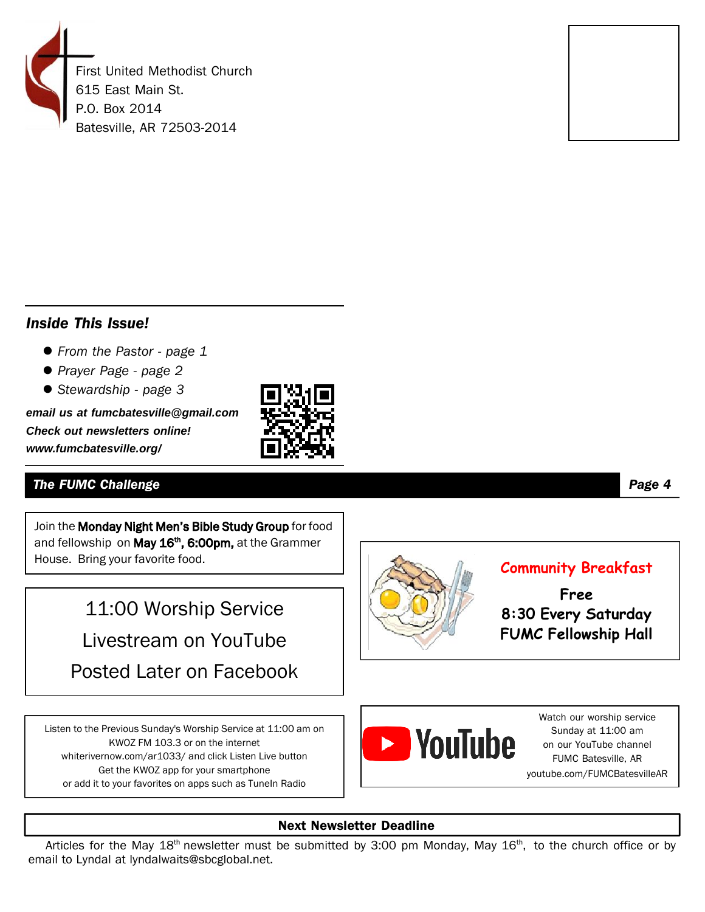First United Methodist Church
615 East Main St.
P.O. Box 2014
Batesville, AR 72503-2014

## *Inside This Issue!*

- *From the Pastor - page 1*
- *Prayer Page - page 2*
- *Stewardship - page 3*

***email us at fumcbatesville@gmail.com***
***Check out newsletters online!***
***www.fumcbatesville.org/***

## *The FUMC Challenge*

Join the **Monday Night Men's Bible Study Group** for food and fellowship on **May 16th, 6:00pm,** at the Grammer House. Bring your favorite food.

11:00 Worship Service
Livestream on YouTube
Posted Later on Facebook

Listen to the Previous Sunday's Worship Service at 11:00 am on KWOZ FM 103.3 or on the internet whiterivernow.com/ar1033/ and click Listen Live button
Get the KWOZ app for your smartphone
or add it to your favorites on apps such as TuneIn Radio

**Community Breakfast**

**Free**
**8:30 Every Saturday**
**FUMC Fellowship Hall**

YouTube

Watch our worship service Sunday at 11:00 am on our YouTube channel FUMC Batesville, AR
youtube.com/FUMCBatesvilleAR

### Next Newsletter Deadline

Articles for the May 18th newsletter must be submitted by 3:00 pm Monday, May 16th, to the church office or by email to Lyndal at lyndalwaits@sbcglobal.net.